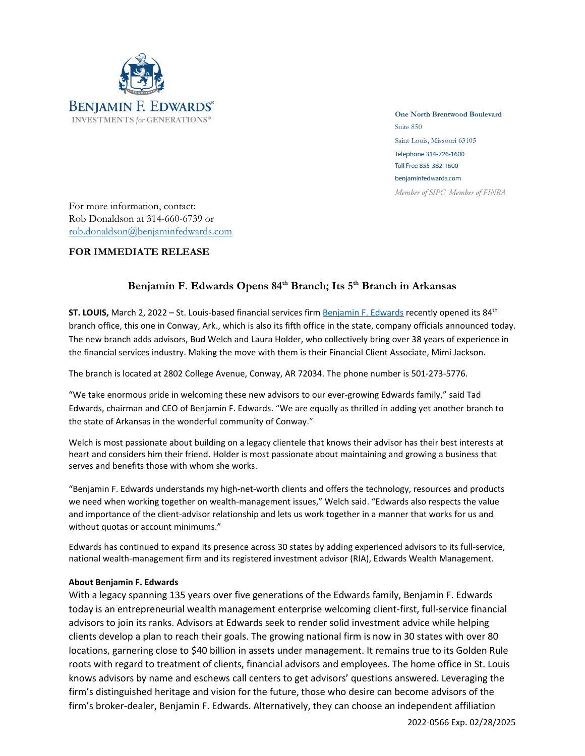BENJAMIN F. EDWARDS®
INVESTMENTS *for* GENERATIONS®

One North Brentwood Boulevard
Suite 850
Saint Louis, Missouri 63105
Telephone 314-726-1600
Toll Free 855-382-1600
benjaminfedwards.com
*Member of SIPC Member of FINRA*

For more information, contact:
Rob Donaldson at 314-660-6739 or
rob.donaldson@benjaminfedwards.com

**FOR IMMEDIATE RELEASE**

## Benjamin F. Edwards Opens 84th Branch; Its 5th Branch in Arkansas

**ST. LOUIS,** March 2, 2022 – St. Louis-based financial services firm Benjamin F. Edwards recently opened its 84th branch office, this one in Conway, Ark., which is also its fifth office in the state, company officials announced today. The new branch adds advisors, Bud Welch and Laura Holder, who collectively bring over 38 years of experience in the financial services industry. Making the move with them is their Financial Client Associate, Mimi Jackson.

The branch is located at 2802 College Avenue, Conway, AR 72034. The phone number is 501-273-5776.

"We take enormous pride in welcoming these new advisors to our ever-growing Edwards family," said Tad Edwards, chairman and CEO of Benjamin F. Edwards. "We are equally as thrilled in adding yet another branch to the state of Arkansas in the wonderful community of Conway."

Welch is most passionate about building on a legacy clientele that knows their advisor has their best interests at heart and considers him their friend. Holder is most passionate about maintaining and growing a business that serves and benefits those with whom she works.

"Benjamin F. Edwards understands my high-net-worth clients and offers the technology, resources and products we need when working together on wealth-management issues," Welch said. "Edwards also respects the value and importance of the client-advisor relationship and lets us work together in a manner that works for us and without quotas or account minimums."

Edwards has continued to expand its presence across 30 states by adding experienced advisors to its full-service, national wealth-management firm and its registered investment advisor (RIA), Edwards Wealth Management.

**About Benjamin F. Edwards**

With a legacy spanning 135 years over five generations of the Edwards family, Benjamin F. Edwards today is an entrepreneurial wealth management enterprise welcoming client-first, full-service financial advisors to join its ranks. Advisors at Edwards seek to render solid investment advice while helping clients develop a plan to reach their goals. The growing national firm is now in 30 states with over 80 locations, garnering close to $40 billion in assets under management. It remains true to its Golden Rule roots with regard to treatment of clients, financial advisors and employees. The home office in St. Louis knows advisors by name and eschews call centers to get advisors' questions answered. Leveraging the firm's distinguished heritage and vision for the future, those who desire can become advisors of the firm's broker-dealer, Benjamin F. Edwards. Alternatively, they can choose an independent affiliation

2022-0566 Exp. 02/28/2025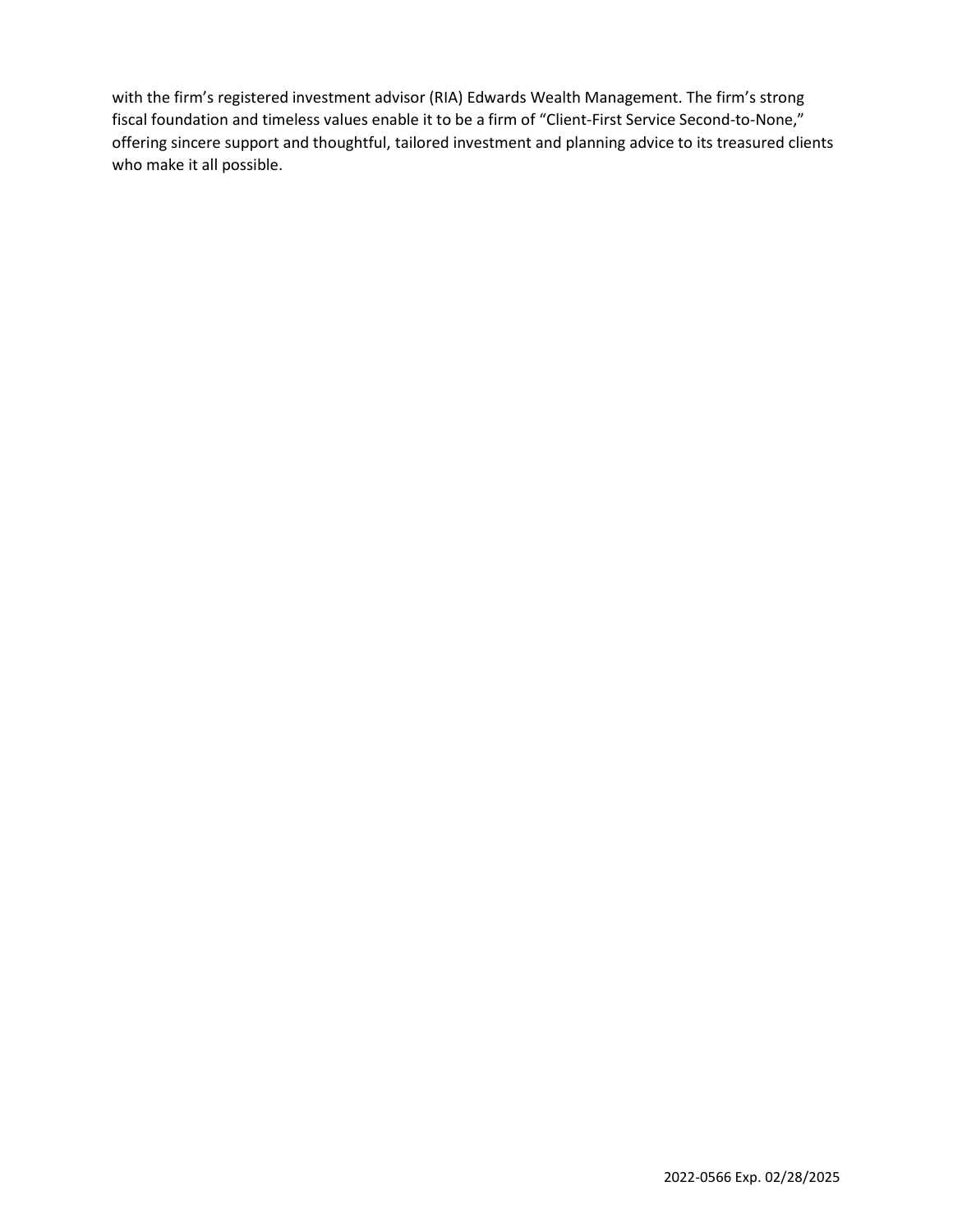with the firm's registered investment advisor (RIA) Edwards Wealth Management. The firm's strong fiscal foundation and timeless values enable it to be a firm of "Client-First Service Second-to-None," offering sincere support and thoughtful, tailored investment and planning advice to its treasured clients who make it all possible.

2022-0566 Exp. 02/28/2025